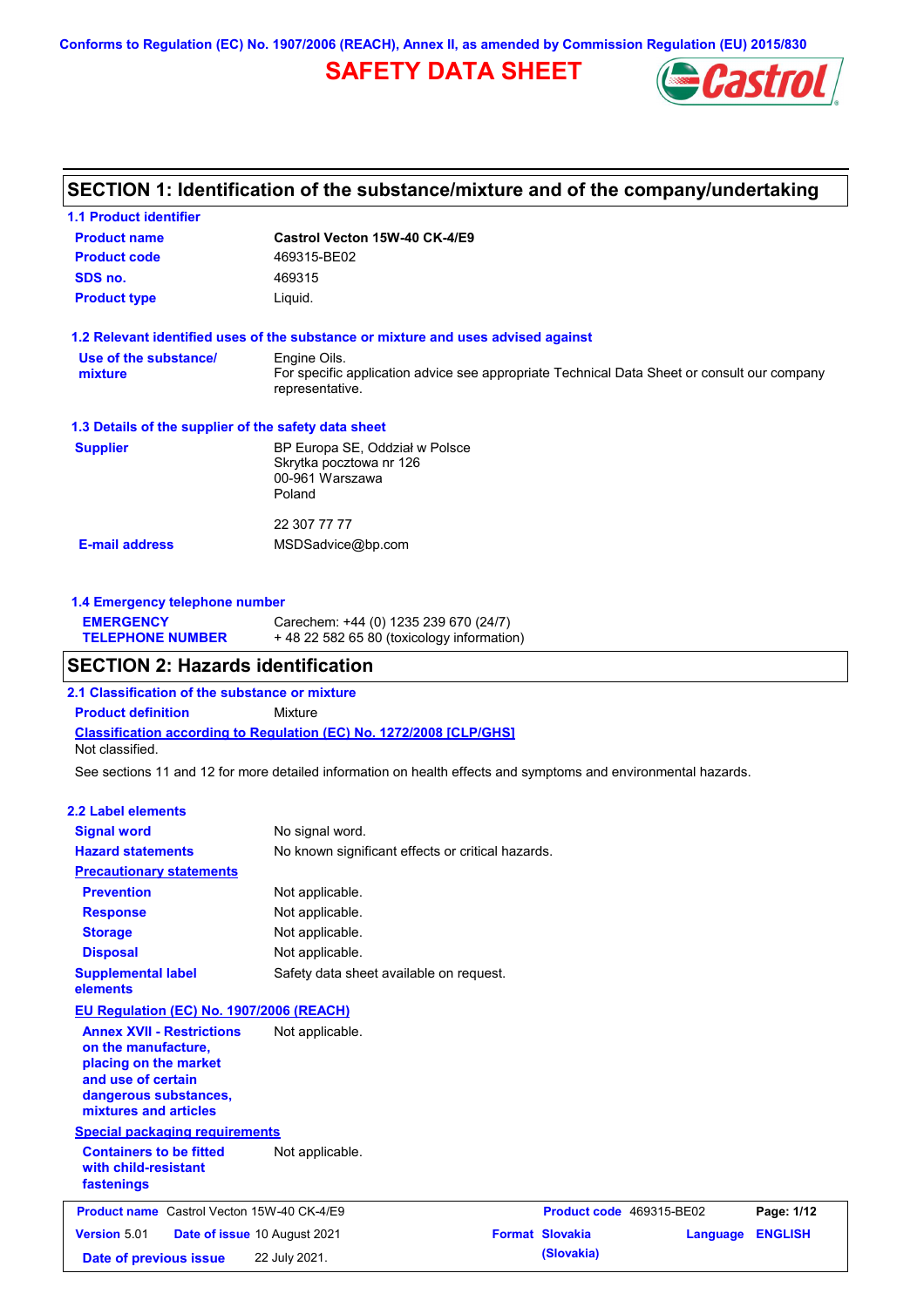Conforms to Regulation (EC) No. 1907/2006 (REACH), Annex II, as amended by Commission Regulation (EU) 2015/830

# SAFETY DATA SHEET

## SECTION 1: Identification of the substance/mixture and of the company/undertaking

### 1.1 Product identifier

| | |
|---|---|
| **Product name** | **Castrol Vecton 15W-40 CK-4/E9** |
| **Product code** | 469315-BE02 |
| **SDS no.** | 469315 |
| **Product type** | Liquid. |

### 1.2 Relevant identified uses of the substance or mixture and uses advised against

| | |
|---|---|
| **Use of the substance/ mixture** | Engine Oils. For specific application advice see appropriate Technical Data Sheet or consult our company representative. |

### 1.3 Details of the supplier of the safety data sheet

| | |
|---|---|
| **Supplier** | BP Europa SE, Oddział w Polsce<br>Skrytka pocztowa nr 126<br>00-961 Warszawa<br>Poland<br><br>22 307 77 77 |
| **E-mail address** | MSDSadvice@bp.com |

### 1.4 Emergency telephone number

| | |
|---|---|
| **EMERGENCY TELEPHONE NUMBER** | Carechem: +44 (0) 1235 239 670 (24/7)<br>+ 48 22 582 65 80 (toxicology information) |

## SECTION 2: Hazards identification

### 2.1 Classification of the substance or mixture

**Product definition** Mixture

**Classification according to Regulation (EC) No. 1272/2008 [CLP/GHS]**

Not classified.

See sections 11 and 12 for more detailed information on health effects and symptoms and environmental hazards.

### 2.2 Label elements

| | |
|---|---|
| **Signal word** | No signal word. |
| **Hazard statements** | No known significant effects or critical hazards. |
| **Precautionary statements** | |
| **Prevention** | Not applicable. |
| **Response** | Not applicable. |
| **Storage** | Not applicable. |
| **Disposal** | Not applicable. |
| **Supplemental label elements** | Safety data sheet available on request. |

**EU Regulation (EC) No. 1907/2006 (REACH)**

| | |
|---|---|
| **Annex XVII - Restrictions on the manufacture, placing on the market and use of certain dangerous substances, mixtures and articles** | Not applicable. |

**Special packaging requirements**

| | |
|---|---|
| **Containers to be fitted with child-resistant fastenings** | Not applicable. |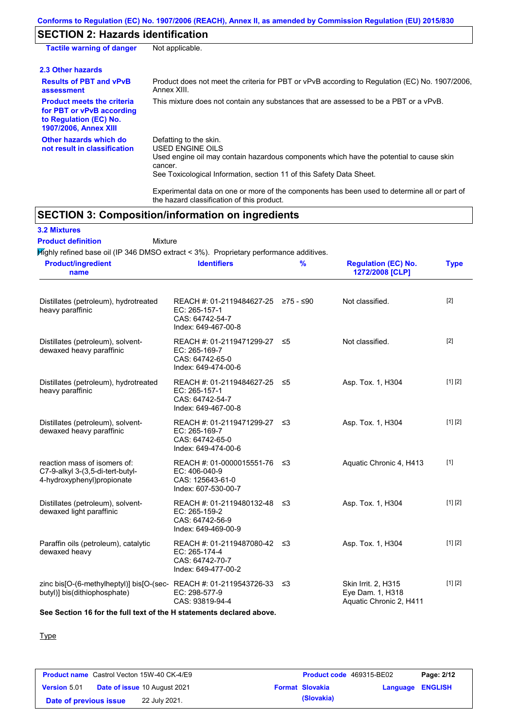Conforms to Regulation (EC) No. 1907/2006 (REACH), Annex II, as amended by Commission Regulation (EU) 2015/830

## SECTION 2: Hazards identification

| | |
|---|---|
| **Tactile warning of danger** | Not applicable. |

### 2.3 Other hazards

| | |
|---|---|
| **Results of PBT and vPvB assessment** | Product does not meet the criteria for PBT or vPvB according to Regulation (EC) No. 1907/2006, Annex XIII. |
| **Product meets the criteria for PBT or vPvB according to Regulation (EC) No. 1907/2006, Annex XIII** | This mixture does not contain any substances that are assessed to be a PBT or a vPvB. |
| **Other hazards which do not result in classification** | Defatting to the skin.<br>USED ENGINE OILS<br>Used engine oil may contain hazardous components which have the potential to cause skin cancer.<br>See Toxicological Information, section 11 of this Safety Data Sheet.<br><br>Experimental data on one or more of the components has been used to determine all or part of the hazard classification of this product. |

## SECTION 3: Composition/information on ingredients

### 3.2 Mixtures

**Product definition** Mixture

Highly refined base oil (IP 346 DMSO extract < 3%). Proprietary performance additives.

| Product/ingredient name | Identifiers | % | Regulation (EC) No. 1272/2008 [CLP] | Type |
|---|---|---|---|---|
| Distillates (petroleum), hydrotreated heavy paraffinic | REACH #: 01-2119484627-25<br>EC: 265-157-1<br>CAS: 64742-54-7<br>Index: 649-467-00-8 | ≥75 - ≤90 | Not classified. | [2] |
| Distillates (petroleum), solvent-dewaxed heavy paraffinic | REACH #: 01-2119471299-27<br>EC: 265-169-7<br>CAS: 64742-65-0<br>Index: 649-474-00-6 | ≤5 | Not classified. | [2] |
| Distillates (petroleum), hydrotreated heavy paraffinic | REACH #: 01-2119484627-25<br>EC: 265-157-1<br>CAS: 64742-54-7<br>Index: 649-467-00-8 | ≤5 | Asp. Tox. 1, H304 | [1] [2] |
| Distillates (petroleum), solvent-dewaxed heavy paraffinic | REACH #: 01-2119471299-27<br>EC: 265-169-7<br>CAS: 64742-65-0<br>Index: 649-474-00-6 | ≤3 | Asp. Tox. 1, H304 | [1] [2] |
| reaction mass of isomers of: C7-9-alkyl 3-(3,5-di-tert-butyl-4-hydroxyphenyl)propionate | REACH #: 01-0000015551-76<br>EC: 406-040-9<br>CAS: 125643-61-0<br>Index: 607-530-00-7 | ≤3 | Aquatic Chronic 4, H413 | [1] |
| Distillates (petroleum), solvent-dewaxed light paraffinic | REACH #: 01-2119480132-48<br>EC: 265-159-2<br>CAS: 64742-56-9<br>Index: 649-469-00-9 | ≤3 | Asp. Tox. 1, H304 | [1] [2] |
| Paraffin oils (petroleum), catalytic dewaxed heavy | REACH #: 01-2119487080-42<br>EC: 265-174-4<br>CAS: 64742-70-7<br>Index: 649-477-00-2 | ≤3 | Asp. Tox. 1, H304 | [1] [2] |
| zinc bis[O-(6-methylheptyl)] bis[O-(sec-butyl)] bis(dithiophosphate) | REACH #: 01-2119543726-33<br>EC: 298-577-9<br>CAS: 93819-94-4 | ≤3 | Skin Irrit. 2, H315<br>Eye Dam. 1, H318<br>Aquatic Chronic 2, H411 | [1] [2] |

**See Section 16 for the full text of the H statements declared above.**

Type

| | | | |
|---|---|---|---|
| **Product name** Castrol Vecton 15W-40 CK-4/E9 | **Product code** 469315-BE02 | | |
| **Version** 5.01 | **Date of issue** 10 August 2021 | **Format** Slovakia (Slovakia) | **Language** ENGLISH |
| **Date of previous issue** | 22 July 2021. | | |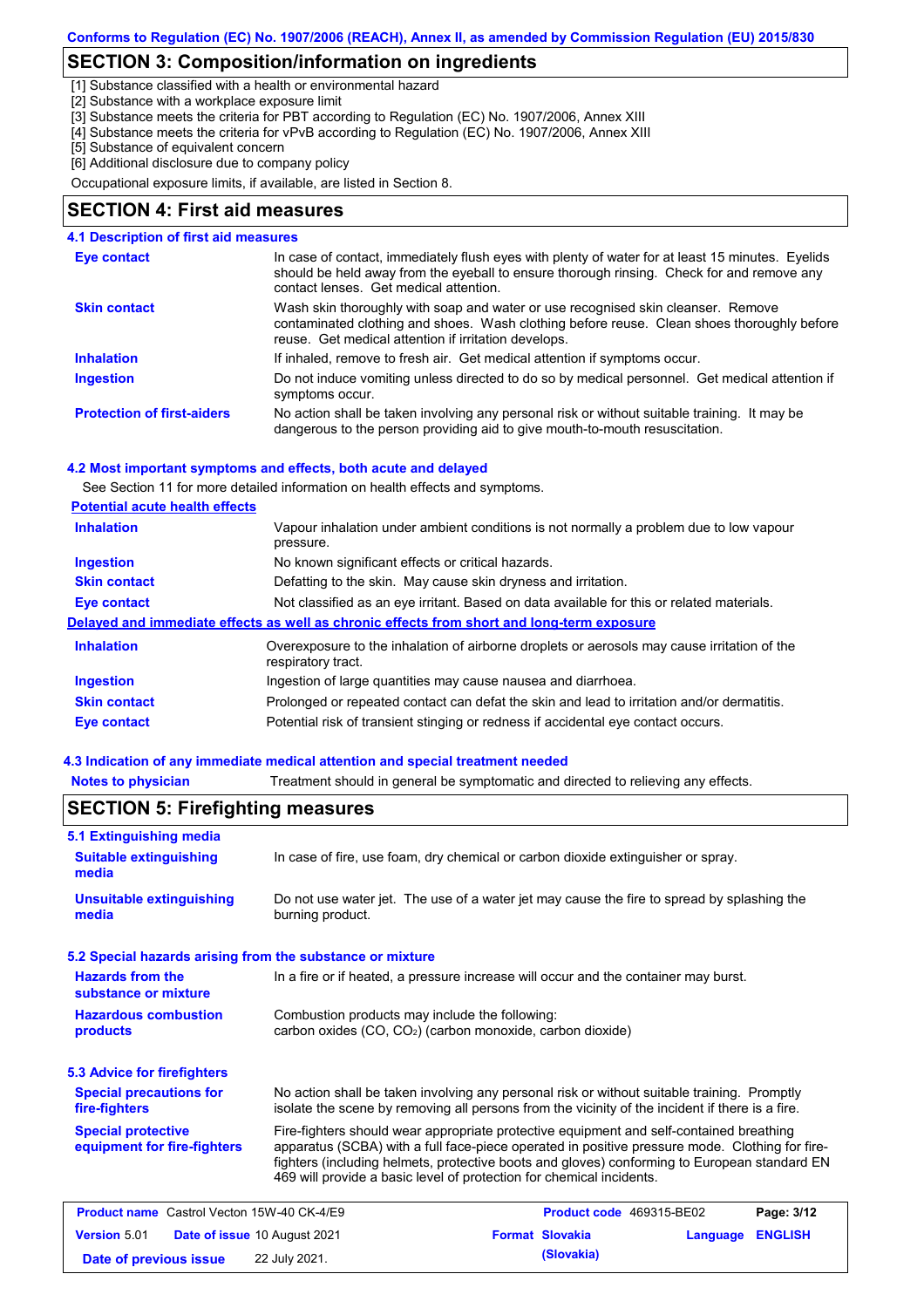## SECTION 3: Composition/information on ingredients

[1] Substance classified with a health or environmental hazard
[2] Substance with a workplace exposure limit
[3] Substance meets the criteria for PBT according to Regulation (EC) No. 1907/2006, Annex XIII
[4] Substance meets the criteria for vPvB according to Regulation (EC) No. 1907/2006, Annex XIII
[5] Substance of equivalent concern
[6] Additional disclosure due to company policy

Occupational exposure limits, if available, are listed in Section 8.

## SECTION 4: First aid measures

### 4.1 Description of first aid measures

| | |
|---|---|
| **Eye contact** | In case of contact, immediately flush eyes with plenty of water for at least 15 minutes. Eyelids should be held away from the eyeball to ensure thorough rinsing. Check for and remove any contact lenses. Get medical attention. |
| **Skin contact** | Wash skin thoroughly with soap and water or use recognised skin cleanser. Remove contaminated clothing and shoes. Wash clothing before reuse. Clean shoes thoroughly before reuse. Get medical attention if irritation develops. |
| **Inhalation** | If inhaled, remove to fresh air. Get medical attention if symptoms occur. |
| **Ingestion** | Do not induce vomiting unless directed to do so by medical personnel. Get medical attention if symptoms occur. |
| **Protection of first-aiders** | No action shall be taken involving any personal risk or without suitable training. It may be dangerous to the person providing aid to give mouth-to-mouth resuscitation. |

### 4.2 Most important symptoms and effects, both acute and delayed

See Section 11 for more detailed information on health effects and symptoms.

**Potential acute health effects**

| | |
|---|---|
| **Inhalation** | Vapour inhalation under ambient conditions is not normally a problem due to low vapour pressure. |
| **Ingestion** | No known significant effects or critical hazards. |
| **Skin contact** | Defatting to the skin. May cause skin dryness and irritation. |
| **Eye contact** | Not classified as an eye irritant. Based on data available for this or related materials. |

**Delayed and immediate effects as well as chronic effects from short and long-term exposure**

| | |
|---|---|
| **Inhalation** | Overexposure to the inhalation of airborne droplets or aerosols may cause irritation of the respiratory tract. |
| **Ingestion** | Ingestion of large quantities may cause nausea and diarrhoea. |
| **Skin contact** | Prolonged or repeated contact can defat the skin and lead to irritation and/or dermatitis. |
| **Eye contact** | Potential risk of transient stinging or redness if accidental eye contact occurs. |

### 4.3 Indication of any immediate medical attention and special treatment needed

| | |
|---|---|
| **Notes to physician** | Treatment should in general be symptomatic and directed to relieving any effects. |

## SECTION 5: Firefighting measures

### 5.1 Extinguishing media

| | |
|---|---|
| **Suitable extinguishing media** | In case of fire, use foam, dry chemical or carbon dioxide extinguisher or spray. |
| **Unsuitable extinguishing media** | Do not use water jet. The use of a water jet may cause the fire to spread by splashing the burning product. |

### 5.2 Special hazards arising from the substance or mixture

| | |
|---|---|
| **Hazards from the substance or mixture** | In a fire or if heated, a pressure increase will occur and the container may burst. |
| **Hazardous combustion products** | Combustion products may include the following: carbon oxides (CO, $CO_2$) (carbon monoxide, carbon dioxide) |

### 5.3 Advice for firefighters

| | |
|---|---|
| **Special precautions for fire-fighters** | No action shall be taken involving any personal risk or without suitable training. Promptly isolate the scene by removing all persons from the vicinity of the incident if there is a fire. |
| **Special protective equipment for fire-fighters** | Fire-fighters should wear appropriate protective equipment and self-contained breathing apparatus (SCBA) with a full face-piece operated in positive pressure mode. Clothing for fire-fighters (including helmets, protective boots and gloves) conforming to European standard EN 469 will provide a basic level of protection for chemical incidents. |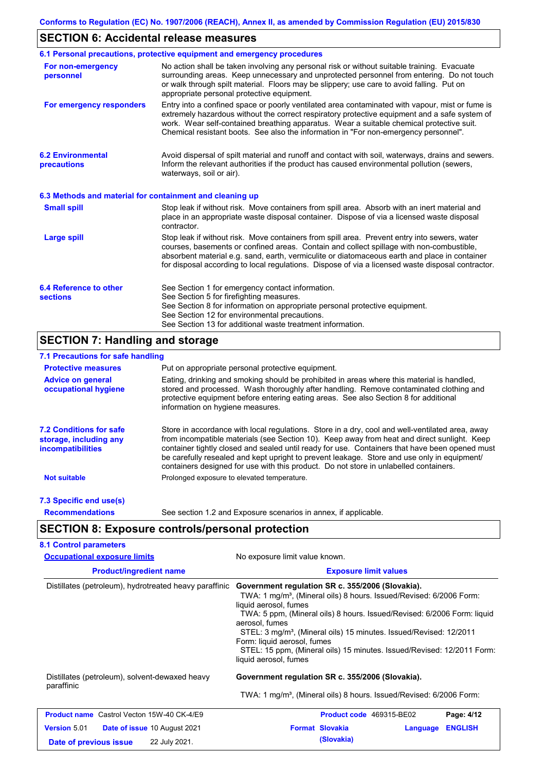## SECTION 6: Accidental release measures

### 6.1 Personal precautions, protective equipment and emergency procedures

**For non-emergency personnel**
No action shall be taken involving any personal risk or without suitable training. Evacuate surrounding areas. Keep unnecessary and unprotected personnel from entering. Do not touch or walk through spilt material. Floors may be slippery; use care to avoid falling. Put on appropriate personal protective equipment.

**For emergency responders**
Entry into a confined space or poorly ventilated area contaminated with vapour, mist or fume is extremely hazardous without the correct respiratory protective equipment and a safe system of work. Wear self-contained breathing apparatus. Wear a suitable chemical protective suit. Chemical resistant boots. See also the information in "For non-emergency personnel".

### 6.2 Environmental precautions

Avoid dispersal of spilt material and runoff and contact with soil, waterways, drains and sewers. Inform the relevant authorities if the product has caused environmental pollution (sewers, waterways, soil or air).

### 6.3 Methods and material for containment and cleaning up

**Small spill**
Stop leak if without risk. Move containers from spill area. Absorb with an inert material and place in an appropriate waste disposal container. Dispose of via a licensed waste disposal contractor.

**Large spill**
Stop leak if without risk. Move containers from spill area. Prevent entry into sewers, water courses, basements or confined areas. Contain and collect spillage with non-combustible, absorbent material e.g. sand, earth, vermiculite or diatomaceous earth and place in container for disposal according to local regulations. Dispose of via a licensed waste disposal contractor.

### 6.4 Reference to other sections

See Section 1 for emergency contact information.
See Section 5 for firefighting measures.
See Section 8 for information on appropriate personal protective equipment.
See Section 12 for environmental precautions.
See Section 13 for additional waste treatment information.

## SECTION 7: Handling and storage

### 7.1 Precautions for safe handling

**Protective measures**
Put on appropriate personal protective equipment.

**Advice on general occupational hygiene**
Eating, drinking and smoking should be prohibited in areas where this material is handled, stored and processed. Wash thoroughly after handling. Remove contaminated clothing and protective equipment before entering eating areas. See also Section 8 for additional information on hygiene measures.

### 7.2 Conditions for safe storage, including any incompatibilities

Store in accordance with local regulations. Store in a dry, cool and well-ventilated area, away from incompatible materials (see Section 10). Keep away from heat and direct sunlight. Keep container tightly closed and sealed until ready for use. Containers that have been opened must be carefully resealed and kept upright to prevent leakage. Store and use only in equipment/ containers designed for use with this product. Do not store in unlabelled containers.

**Not suitable**
Prolonged exposure to elevated temperature.

### 7.3 Specific end use(s)

**Recommendations**
See section 1.2 and Exposure scenarios in annex, if applicable.

## SECTION 8: Exposure controls/personal protection

### 8.1 Control parameters

**Occupational exposure limits**
No exposure limit value known.

| Product/ingredient name | Exposure limit values |
|---|---|
| Distillates (petroleum), hydrotreated heavy paraffinic | **Government regulation SR c. 355/2006 (Slovakia).**<br>TWA: 1 mg/m³, (Mineral oils) 8 hours. Issued/Revised: 6/2006 Form: liquid aerosol, fumes<br>TWA: 5 ppm, (Mineral oils) 8 hours. Issued/Revised: 6/2006 Form: liquid aerosol, fumes<br>STEL: 3 mg/m³, (Mineral oils) 15 minutes. Issued/Revised: 12/2011 Form: liquid aerosol, fumes<br>STEL: 15 ppm, (Mineral oils) 15 minutes. Issued/Revised: 12/2011 Form: liquid aerosol, fumes |
| Distillates (petroleum), solvent-dewaxed heavy paraffinic | **Government regulation SR c. 355/2006 (Slovakia).**<br>TWA: 1 mg/m³, (Mineral oils) 8 hours. Issued/Revised: 6/2006 Form: |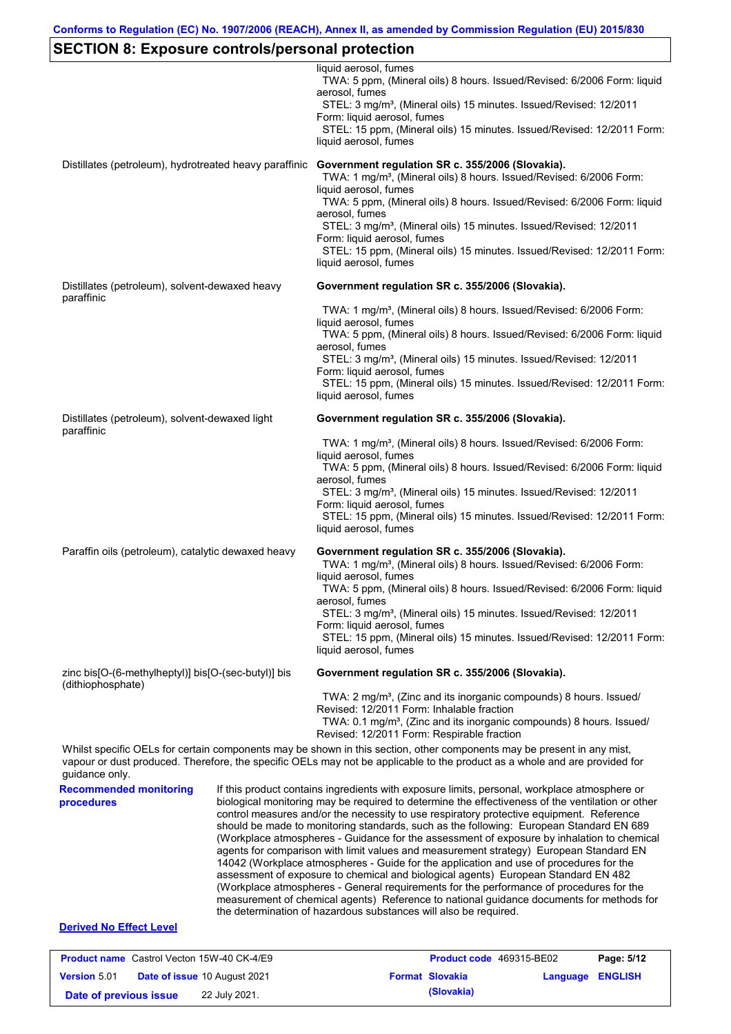## SECTION 8: Exposure controls/personal protection

| | |
|---|---|
| | liquid aerosol, fumes<br>TWA: 5 ppm, (Mineral oils) 8 hours. Issued/Revised: 6/2006 Form: liquid aerosol, fumes<br>STEL: 3 mg/m³, (Mineral oils) 15 minutes. Issued/Revised: 12/2011 Form: liquid aerosol, fumes<br>STEL: 15 ppm, (Mineral oils) 15 minutes. Issued/Revised: 12/2011 Form: liquid aerosol, fumes |
| Distillates (petroleum), hydrotreated heavy paraffinic | **Government regulation SR c. 355/2006 (Slovakia).**<br>TWA: 1 mg/m³, (Mineral oils) 8 hours. Issued/Revised: 6/2006 Form: liquid aerosol, fumes<br>TWA: 5 ppm, (Mineral oils) 8 hours. Issued/Revised: 6/2006 Form: liquid aerosol, fumes<br>STEL: 3 mg/m³, (Mineral oils) 15 minutes. Issued/Revised: 12/2011 Form: liquid aerosol, fumes<br>STEL: 15 ppm, (Mineral oils) 15 minutes. Issued/Revised: 12/2011 Form: liquid aerosol, fumes |
| Distillates (petroleum), solvent-dewaxed heavy paraffinic | **Government regulation SR c. 355/2006 (Slovakia).**<br>TWA: 1 mg/m³, (Mineral oils) 8 hours. Issued/Revised: 6/2006 Form: liquid aerosol, fumes<br>TWA: 5 ppm, (Mineral oils) 8 hours. Issued/Revised: 6/2006 Form: liquid aerosol, fumes<br>STEL: 3 mg/m³, (Mineral oils) 15 minutes. Issued/Revised: 12/2011 Form: liquid aerosol, fumes<br>STEL: 15 ppm, (Mineral oils) 15 minutes. Issued/Revised: 12/2011 Form: liquid aerosol, fumes |
| Distillates (petroleum), solvent-dewaxed light paraffinic | **Government regulation SR c. 355/2006 (Slovakia).**<br>TWA: 1 mg/m³, (Mineral oils) 8 hours. Issued/Revised: 6/2006 Form: liquid aerosol, fumes<br>TWA: 5 ppm, (Mineral oils) 8 hours. Issued/Revised: 6/2006 Form: liquid aerosol, fumes<br>STEL: 3 mg/m³, (Mineral oils) 15 minutes. Issued/Revised: 12/2011 Form: liquid aerosol, fumes<br>STEL: 15 ppm, (Mineral oils) 15 minutes. Issued/Revised: 12/2011 Form: liquid aerosol, fumes |
| Paraffin oils (petroleum), catalytic dewaxed heavy | **Government regulation SR c. 355/2006 (Slovakia).**<br>TWA: 1 mg/m³, (Mineral oils) 8 hours. Issued/Revised: 6/2006 Form: liquid aerosol, fumes<br>TWA: 5 ppm, (Mineral oils) 8 hours. Issued/Revised: 6/2006 Form: liquid aerosol, fumes<br>STEL: 3 mg/m³, (Mineral oils) 15 minutes. Issued/Revised: 12/2011 Form: liquid aerosol, fumes<br>STEL: 15 ppm, (Mineral oils) 15 minutes. Issued/Revised: 12/2011 Form: liquid aerosol, fumes |
| zinc bis[O-(6-methylheptyl)] bis[O-(sec-butyl)] bis (dithiophosphate) | **Government regulation SR c. 355/2006 (Slovakia).**<br>TWA: 2 mg/m³, (Zinc and its inorganic compounds) 8 hours. Issued/ Revised: 12/2011 Form: Inhalable fraction<br>TWA: 0.1 mg/m³, (Zinc and its inorganic compounds) 8 hours. Issued/ Revised: 12/2011 Form: Respirable fraction |

Whilst specific OELs for certain components may be shown in this section, other components may be present in any mist, vapour or dust produced. Therefore, the specific OELs may not be applicable to the product as a whole and are provided for guidance only.

**Recommended monitoring procedures**

If this product contains ingredients with exposure limits, personal, workplace atmosphere or biological monitoring may be required to determine the effectiveness of the ventilation or other control measures and/or the necessity to use respiratory protective equipment. Reference should be made to monitoring standards, such as the following: European Standard EN 689 (Workplace atmospheres - Guidance for the assessment of exposure by inhalation to chemical agents for comparison with limit values and measurement strategy) European Standard EN 14042 (Workplace atmospheres - Guide for the application and use of procedures for the assessment of exposure to chemical and biological agents) European Standard EN 482 (Workplace atmospheres - General requirements for the performance of procedures for the measurement of chemical agents) Reference to national guidance documents for methods for the determination of hazardous substances will also be required.

**Derived No Effect Level**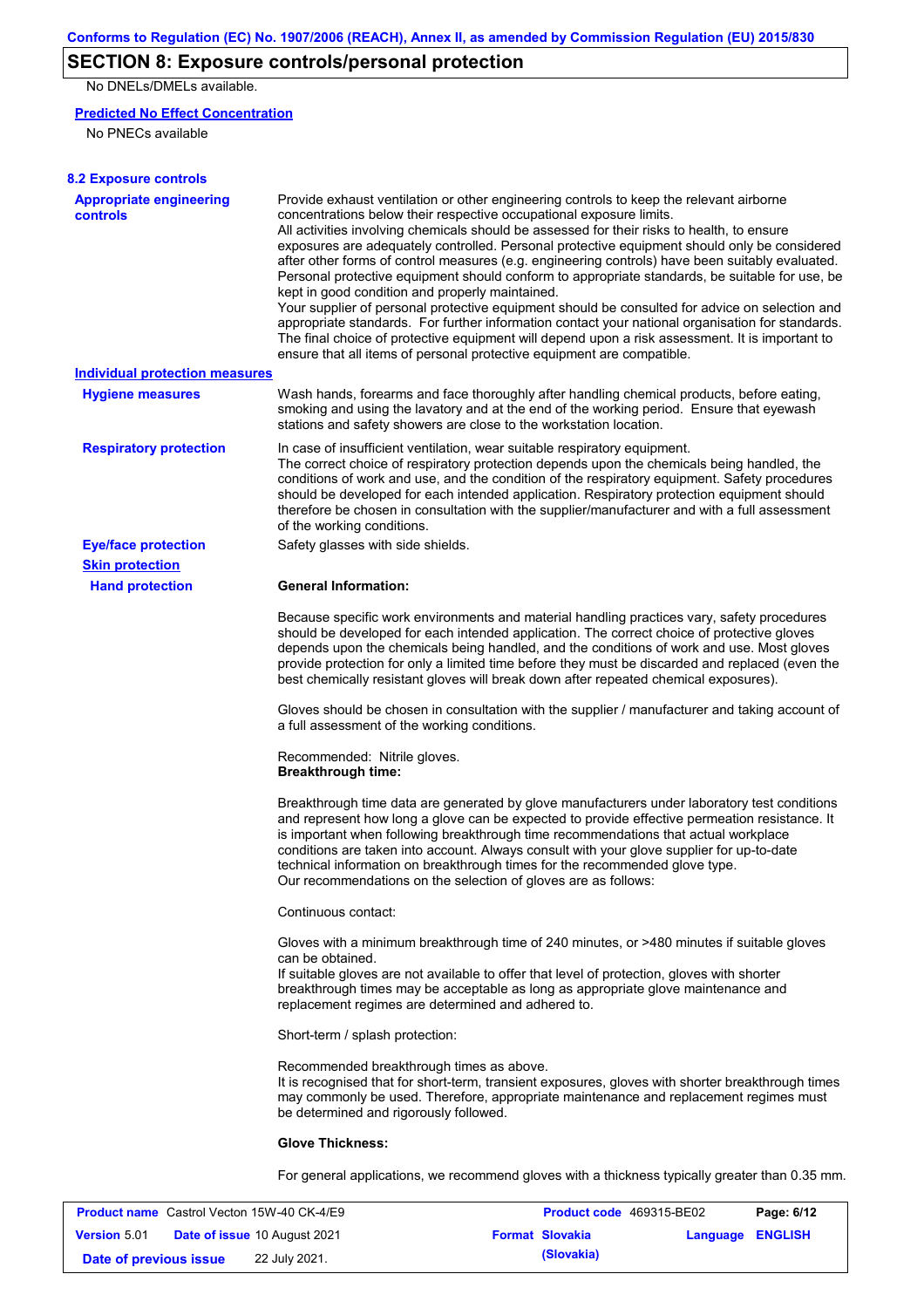## SECTION 8: Exposure controls/personal protection

No DNELs/DMELs available.

**Predicted No Effect Concentration**

No PNECs available

**8.2 Exposure controls**

**Appropriate engineering controls**

Provide exhaust ventilation or other engineering controls to keep the relevant airborne concentrations below their respective occupational exposure limits.
All activities involving chemicals should be assessed for their risks to health, to ensure exposures are adequately controlled. Personal protective equipment should only be considered after other forms of control measures (e.g. engineering controls) have been suitably evaluated. Personal protective equipment should conform to appropriate standards, be suitable for use, be kept in good condition and properly maintained.
Your supplier of personal protective equipment should be consulted for advice on selection and appropriate standards. For further information contact your national organisation for standards. The final choice of protective equipment will depend upon a risk assessment. It is important to ensure that all items of personal protective equipment are compatible.

**Individual protection measures**

**Hygiene measures**

Wash hands, forearms and face thoroughly after handling chemical products, before eating, smoking and using the lavatory and at the end of the working period. Ensure that eyewash stations and safety showers are close to the workstation location.

**Respiratory protection**

In case of insufficient ventilation, wear suitable respiratory equipment.
The correct choice of respiratory protection depends upon the chemicals being handled, the conditions of work and use, and the condition of the respiratory equipment. Safety procedures should be developed for each intended application. Respiratory protection equipment should therefore be chosen in consultation with the supplier/manufacturer and with a full assessment of the working conditions.

**Eye/face protection**

Safety glasses with side shields.

**Skin protection**

**Hand protection**

**General Information:**

Because specific work environments and material handling practices vary, safety procedures should be developed for each intended application. The correct choice of protective gloves depends upon the chemicals being handled, and the conditions of work and use. Most gloves provide protection for only a limited time before they must be discarded and replaced (even the best chemically resistant gloves will break down after repeated chemical exposures).

Gloves should be chosen in consultation with the supplier / manufacturer and taking account of a full assessment of the working conditions.

Recommended: Nitrile gloves.
**Breakthrough time:**

Breakthrough time data are generated by glove manufacturers under laboratory test conditions and represent how long a glove can be expected to provide effective permeation resistance. It is important when following breakthrough time recommendations that actual workplace conditions are taken into account. Always consult with your glove supplier for up-to-date technical information on breakthrough times for the recommended glove type.
Our recommendations on the selection of gloves are as follows:

Continuous contact:

Gloves with a minimum breakthrough time of 240 minutes, or >480 minutes if suitable gloves can be obtained.
If suitable gloves are not available to offer that level of protection, gloves with shorter breakthrough times may be acceptable as long as appropriate glove maintenance and replacement regimes are determined and adhered to.

Short-term / splash protection:

Recommended breakthrough times as above.
It is recognised that for short-term, transient exposures, gloves with shorter breakthrough times may commonly be used. Therefore, appropriate maintenance and replacement regimes must be determined and rigorously followed.

**Glove Thickness:**

For general applications, we recommend gloves with a thickness typically greater than 0.35 mm.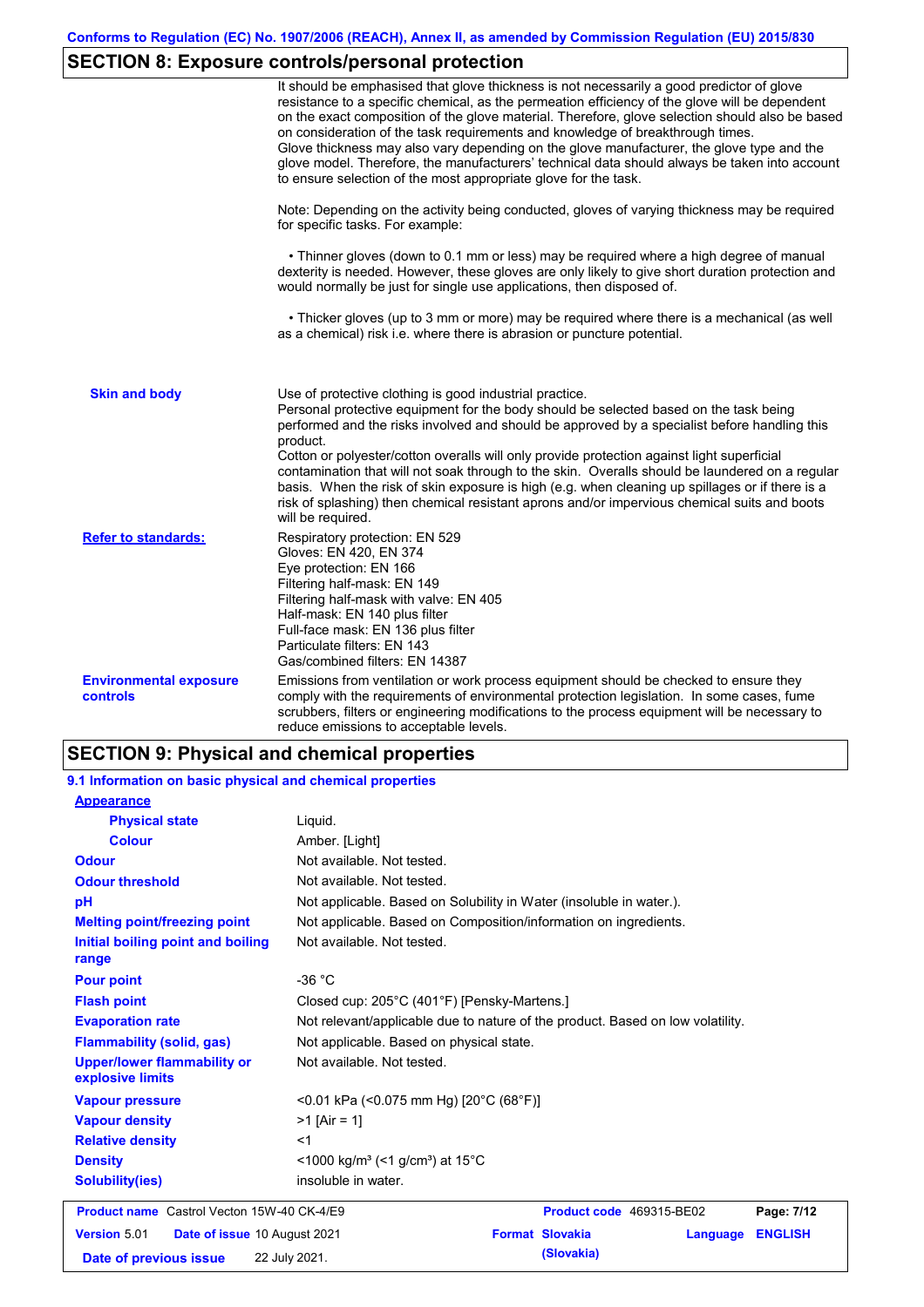## SECTION 8: Exposure controls/personal protection

It should be emphasised that glove thickness is not necessarily a good predictor of glove resistance to a specific chemical, as the permeation efficiency of the glove will be dependent on the exact composition of the glove material. Therefore, glove selection should also be based on consideration of the task requirements and knowledge of breakthrough times.
Glove thickness may also vary depending on the glove manufacturer, the glove type and the glove model. Therefore, the manufacturers' technical data should always be taken into account to ensure selection of the most appropriate glove for the task.

Note: Depending on the activity being conducted, gloves of varying thickness may be required for specific tasks. For example:

• Thinner gloves (down to 0.1 mm or less) may be required where a high degree of manual dexterity is needed. However, these gloves are only likely to give short duration protection and would normally be just for single use applications, then disposed of.

• Thicker gloves (up to 3 mm or more) may be required where there is a mechanical (as well as a chemical) risk i.e. where there is abrasion or puncture potential.

**Skin and body**

Use of protective clothing is good industrial practice.
Personal protective equipment for the body should be selected based on the task being performed and the risks involved and should be approved by a specialist before handling this product.
Cotton or polyester/cotton overalls will only provide protection against light superficial contamination that will not soak through to the skin. Overalls should be laundered on a regular basis. When the risk of skin exposure is high (e.g. when cleaning up spillages or if there is a risk of splashing) then chemical resistant aprons and/or impervious chemical suits and boots will be required.

**Refer to standards:**

Respiratory protection: EN 529
Gloves: EN 420, EN 374
Eye protection: EN 166
Filtering half-mask: EN 149
Filtering half-mask with valve: EN 405
Half-mask: EN 140 plus filter
Full-face mask: EN 136 plus filter
Particulate filters: EN 143
Gas/combined filters: EN 14387

**Environmental exposure controls**

Emissions from ventilation or work process equipment should be checked to ensure they comply with the requirements of environmental protection legislation. In some cases, fume scrubbers, filters or engineering modifications to the process equipment will be necessary to reduce emissions to acceptable levels.

## SECTION 9: Physical and chemical properties

### 9.1 Information on basic physical and chemical properties

| Property | Value |
|---|---|
| **Appearance** | |
| Physical state | Liquid. |
| Colour | Amber. [Light] |
| Odour | Not available. Not tested. |
| Odour threshold | Not available. Not tested. |
| pH | Not applicable. Based on Solubility in Water (insoluble in water.). |
| Melting point/freezing point | Not applicable. Based on Composition/information on ingredients. |
| Initial boiling point and boiling range | Not available. Not tested. |
| Pour point | -36 °C |
| Flash point | Closed cup: 205°C (401°F) [Pensky-Martens.] |
| Evaporation rate | Not relevant/applicable due to nature of the product. Based on low volatility. |
| Flammability (solid, gas) | Not applicable. Based on physical state. |
| Upper/lower flammability or explosive limits | Not available. Not tested. |
| Vapour pressure | <0.01 kPa (<0.075 mm Hg) [20°C (68°F)] |
| Vapour density | >1 [Air = 1] |
| Relative density | <1 |
| Density | <1000 kg/m³ (<1 g/cm³) at 15°C |
| Solubility(ies) | insoluble in water. |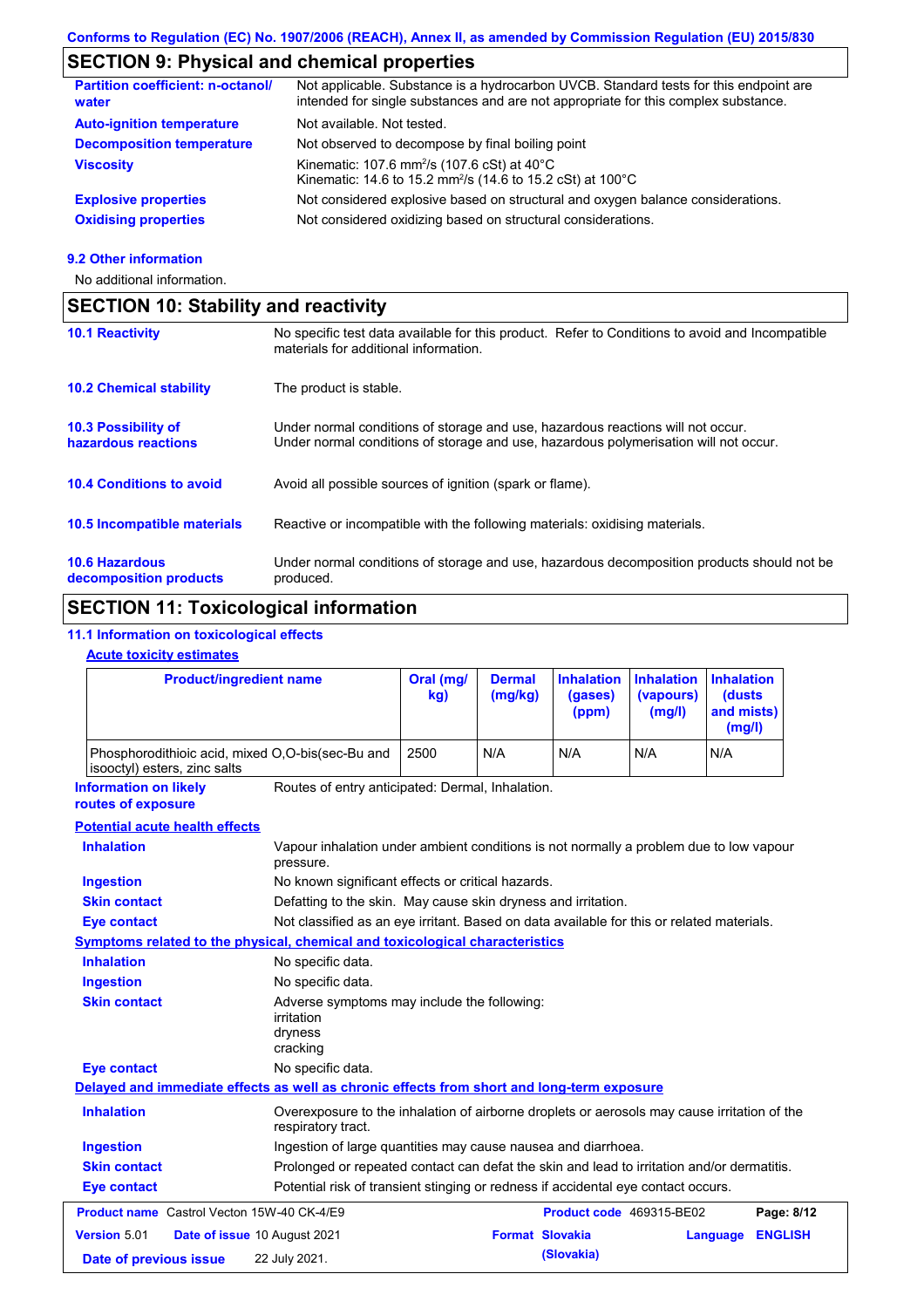## SECTION 9: Physical and chemical properties

| | |
|---|---|
| **Partition coefficient: n-octanol/ water** | Not applicable. Substance is a hydrocarbon UVCB. Standard tests for this endpoint are intended for single substances and are not appropriate for this complex substance. |
| **Auto-ignition temperature** | Not available. Not tested. |
| **Decomposition temperature** | Not observed to decompose by final boiling point |
| **Viscosity** | Kinematic: 107.6 $mm^2/s$ (107.6 cSt) at 40°C<br>Kinematic: 14.6 to 15.2 $mm^2/s$ (14.6 to 15.2 cSt) at 100°C |
| **Explosive properties** | Not considered explosive based on structural and oxygen balance considerations. |
| **Oxidising properties** | Not considered oxidizing based on structural considerations. |

### 9.2 Other information

No additional information.

## SECTION 10: Stability and reactivity

| | |
|---|---|
| **10.1 Reactivity** | No specific test data available for this product. Refer to Conditions to avoid and Incompatible materials for additional information. |
| **10.2 Chemical stability** | The product is stable. |
| **10.3 Possibility of hazardous reactions** | Under normal conditions of storage and use, hazardous reactions will not occur.<br>Under normal conditions of storage and use, hazardous polymerisation will not occur. |
| **10.4 Conditions to avoid** | Avoid all possible sources of ignition (spark or flame). |
| **10.5 Incompatible materials** | Reactive or incompatible with the following materials: oxidising materials. |
| **10.6 Hazardous decomposition products** | Under normal conditions of storage and use, hazardous decomposition products should not be produced. |

## SECTION 11: Toxicological information

### 11.1 Information on toxicological effects

**Acute toxicity estimates**

| Product/ingredient name | Oral (mg/kg) | Dermal (mg/kg) | Inhalation (gases) (ppm) | Inhalation (vapours) (mg/l) | Inhalation (dusts and mists) (mg/l) |
|---|---|---|---|---|---|
| Phosphorodithioic acid, mixed O,O-bis(sec-Bu and isooctyl) esters, zinc salts | 2500 | N/A | N/A | N/A | N/A |

**Information on likely routes of exposure**: Routes of entry anticipated: Dermal, Inhalation.

**Potential acute health effects**

| | |
|---|---|
| **Inhalation** | Vapour inhalation under ambient conditions is not normally a problem due to low vapour pressure. |
| **Ingestion** | No known significant effects or critical hazards. |
| **Skin contact** | Defatting to the skin. May cause skin dryness and irritation. |
| **Eye contact** | Not classified as an eye irritant. Based on data available for this or related materials. |

**Symptoms related to the physical, chemical and toxicological characteristics**

| | |
|---|---|
| **Inhalation** | No specific data. |
| **Ingestion** | No specific data. |
| **Skin contact** | Adverse symptoms may include the following:<br>irritation<br>dryness<br>cracking |
| **Eye contact** | No specific data. |

**Delayed and immediate effects as well as chronic effects from short and long-term exposure**

| | |
|---|---|
| **Inhalation** | Overexposure to the inhalation of airborne droplets or aerosols may cause irritation of the respiratory tract. |
| **Ingestion** | Ingestion of large quantities may cause nausea and diarrhoea. |
| **Skin contact** | Prolonged or repeated contact can defat the skin and lead to irritation and/or dermatitis. |
| **Eye contact** | Potential risk of transient stinging or redness if accidental eye contact occurs. |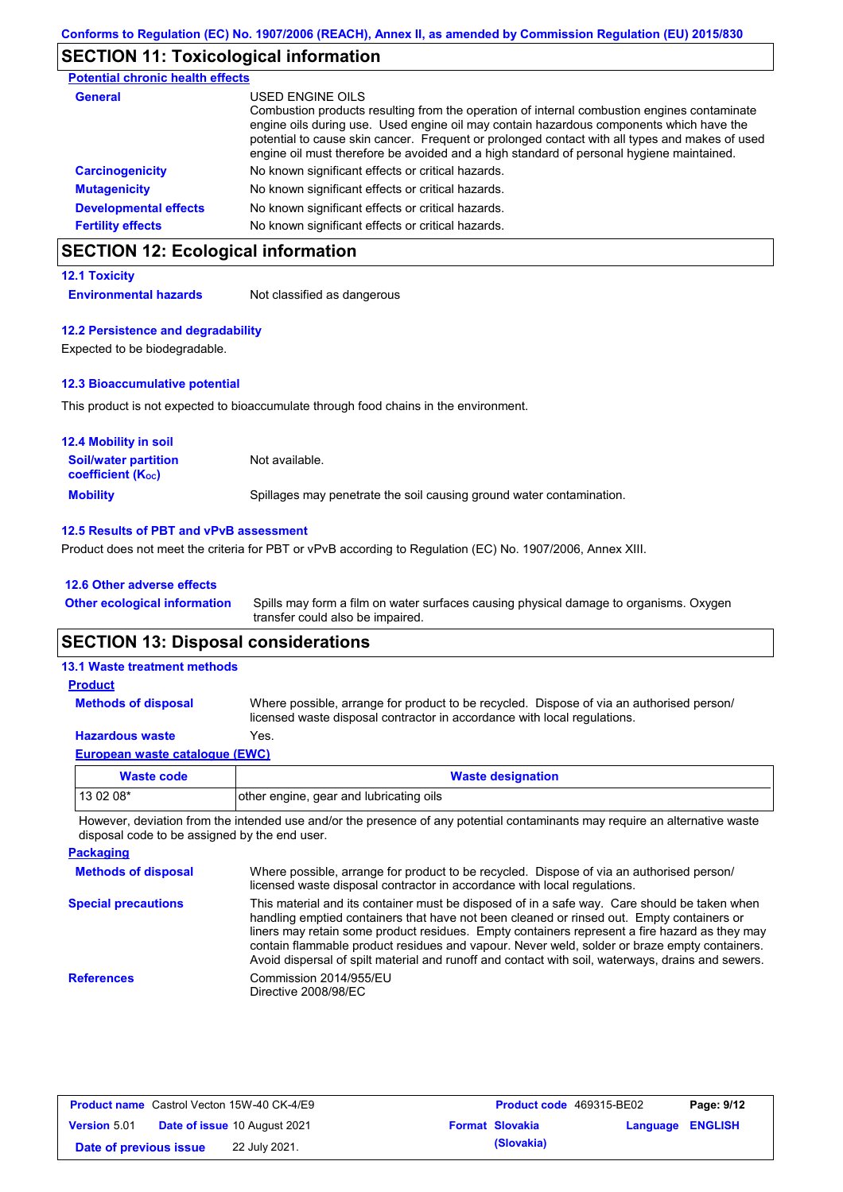## SECTION 11: Toxicological information

**Potential chronic health effects**

| | |
|---|---|
| **General** | USED ENGINE OILS<br>Combustion products resulting from the operation of internal combustion engines contaminate engine oils during use. Used engine oil may contain hazardous components which have the potential to cause skin cancer. Frequent or prolonged contact with all types and makes of used engine oil must therefore be avoided and a high standard of personal hygiene maintained. |
| **Carcinogenicity** | No known significant effects or critical hazards. |
| **Mutagenicity** | No known significant effects or critical hazards. |
| **Developmental effects** | No known significant effects or critical hazards. |
| **Fertility effects** | No known significant effects or critical hazards. |

## SECTION 12: Ecological information

### 12.1 Toxicity

**Environmental hazards** Not classified as dangerous

### 12.2 Persistence and degradability

Expected to be biodegradable.

### 12.3 Bioaccumulative potential

This product is not expected to bioaccumulate through food chains in the environment.

### 12.4 Mobility in soil

| | |
|---|---|
| **Soil/water partition coefficient ($K_{OC}$)** | Not available. |
| **Mobility** | Spillages may penetrate the soil causing ground water contamination. |

### 12.5 Results of PBT and vPvB assessment

Product does not meet the criteria for PBT or vPvB according to Regulation (EC) No. 1907/2006, Annex XIII.

### 12.6 Other adverse effects

**Other ecological information** Spills may form a film on water surfaces causing physical damage to organisms. Oxygen transfer could also be impaired.

## SECTION 13: Disposal considerations

### 13.1 Waste treatment methods

**Product**

| | |
|---|---|
| **Methods of disposal** | Where possible, arrange for product to be recycled. Dispose of via an authorised person/ licensed waste disposal contractor in accordance with local regulations. |
| **Hazardous waste** | Yes. |

**European waste catalogue (EWC)**

| Waste code | Waste designation |
|---|---|
| 13 02 08* | other engine, gear and lubricating oils |

However, deviation from the intended use and/or the presence of any potential contaminants may require an alternative waste disposal code to be assigned by the end user.

**Packaging**

| | |
|---|---|
| **Methods of disposal** | Where possible, arrange for product to be recycled. Dispose of via an authorised person/ licensed waste disposal contractor in accordance with local regulations. |
| **Special precautions** | This material and its container must be disposed of in a safe way. Care should be taken when handling emptied containers that have not been cleaned or rinsed out. Empty containers or liners may retain some product residues. Empty containers represent a fire hazard as they may contain flammable product residues and vapour. Never weld, solder or braze empty containers. Avoid dispersal of spilt material and runoff and contact with soil, waterways, drains and sewers. |
| **References** | Commission 2014/955/EU<br>Directive 2008/98/EC |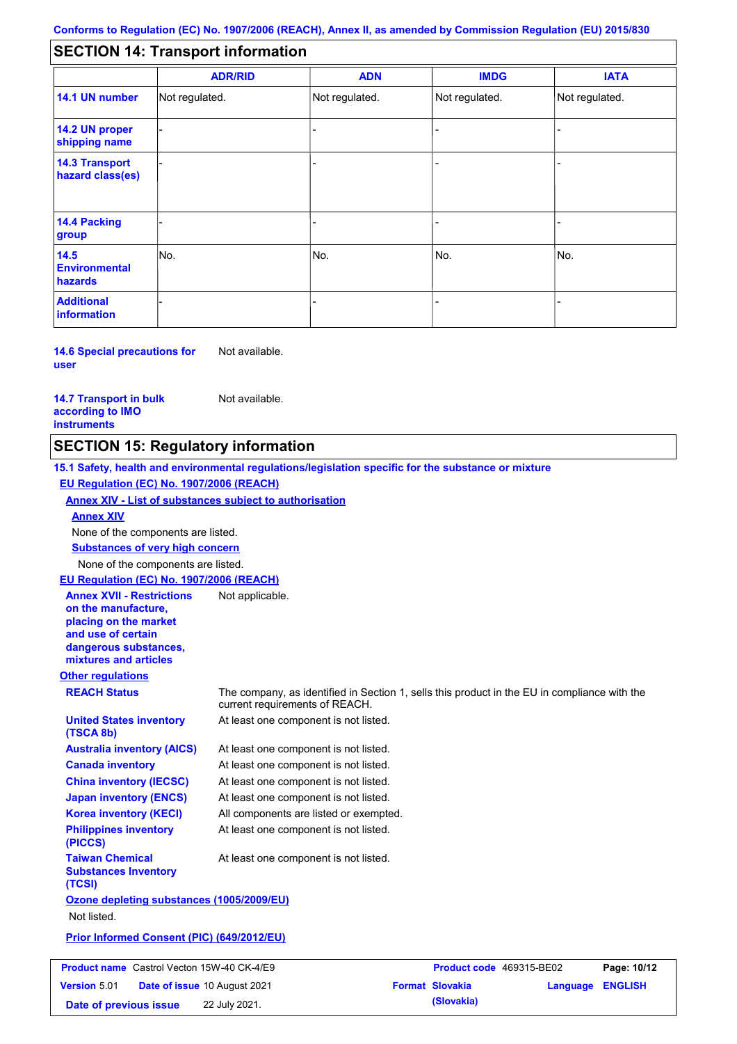## SECTION 14: Transport information

| | ADR/RID | ADN | IMDG | IATA |
|---|---|---|---|---|
| **14.1 UN number** | Not regulated. | Not regulated. | Not regulated. | Not regulated. |
| **14.2 UN proper shipping name** | - | - | - | - |
| **14.3 Transport hazard class(es)** | - | - | - | - |
| **14.4 Packing group** | - | - | - | - |
| **14.5 Environmental hazards** | No. | No. | No. | No. |
| **Additional information** | - | - | - | - |

**14.6 Special precautions for user** Not available.

**14.7 Transport in bulk according to IMO instruments** Not available.

## SECTION 15: Regulatory information

**15.1 Safety, health and environmental regulations/legislation specific for the substance or mixture**

**EU Regulation (EC) No. 1907/2006 (REACH)**

**Annex XIV - List of substances subject to authorisation**

**Annex XIV**

None of the components are listed.

**Substances of very high concern**

None of the components are listed.

**EU Regulation (EC) No. 1907/2006 (REACH)**

**Annex XVII - Restrictions on the manufacture, placing on the market and use of certain dangerous substances, mixtures and articles** Not applicable.

**Other regulations**

**REACH Status** The company, as identified in Section 1, sells this product in the EU in compliance with the current requirements of REACH.

**United States inventory (TSCA 8b)** At least one component is not listed.

**Australia inventory (AICS)** At least one component is not listed.

**Canada inventory** At least one component is not listed.

**China inventory (IECSC)** At least one component is not listed.

**Japan inventory (ENCS)** At least one component is not listed.

**Korea inventory (KECI)** All components are listed or exempted.

**Philippines inventory (PICCS)** At least one component is not listed.

**Taiwan Chemical Substances Inventory (TCSI)** At least one component is not listed.

**Ozone depleting substances (1005/2009/EU)**

Not listed.

**Prior Informed Consent (PIC) (649/2012/EU)**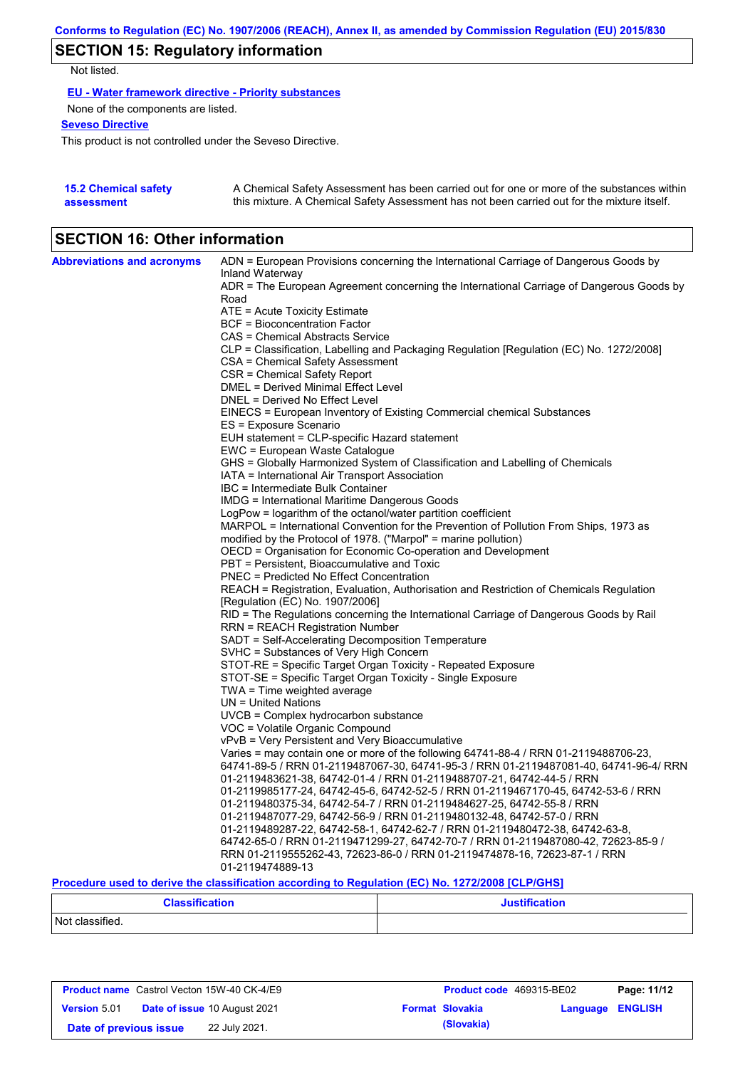## SECTION 15: Regulatory information

Not listed.

**EU - Water framework directive - Priority substances**

None of the components are listed.

**Seveso Directive**

This product is not controlled under the Seveso Directive.

**15.2 Chemical safety assessment**

A Chemical Safety Assessment has been carried out for one or more of the substances within this mixture. A Chemical Safety Assessment has not been carried out for the mixture itself.

## SECTION 16: Other information

**Abbreviations and acronyms**

ADN = European Provisions concerning the International Carriage of Dangerous Goods by Inland Waterway
ADR = The European Agreement concerning the International Carriage of Dangerous Goods by Road
ATE = Acute Toxicity Estimate
BCF = Bioconcentration Factor
CAS = Chemical Abstracts Service
CLP = Classification, Labelling and Packaging Regulation [Regulation (EC) No. 1272/2008]
CSA = Chemical Safety Assessment
CSR = Chemical Safety Report
DMEL = Derived Minimal Effect Level
DNEL = Derived No Effect Level
EINECS = European Inventory of Existing Commercial chemical Substances
ES = Exposure Scenario
EUH statement = CLP-specific Hazard statement
EWC = European Waste Catalogue
GHS = Globally Harmonized System of Classification and Labelling of Chemicals
IATA = International Air Transport Association
IBC = Intermediate Bulk Container
IMDG = International Maritime Dangerous Goods
LogPow = logarithm of the octanol/water partition coefficient
MARPOL = International Convention for the Prevention of Pollution From Ships, 1973 as modified by the Protocol of 1978. ("Marpol" = marine pollution)
OECD = Organisation for Economic Co-operation and Development
PBT = Persistent, Bioaccumulative and Toxic
PNEC = Predicted No Effect Concentration
REACH = Registration, Evaluation, Authorisation and Restriction of Chemicals Regulation [Regulation (EC) No. 1907/2006]
RID = The Regulations concerning the International Carriage of Dangerous Goods by Rail
RRN = REACH Registration Number
SADT = Self-Accelerating Decomposition Temperature
SVHC = Substances of Very High Concern
STOT-RE = Specific Target Organ Toxicity - Repeated Exposure
STOT-SE = Specific Target Organ Toxicity - Single Exposure
TWA = Time weighted average
UN = United Nations
UVCB = Complex hydrocarbon substance
VOC = Volatile Organic Compound
vPvB = Very Persistent and Very Bioaccumulative
Varies = may contain one or more of the following 64741-88-4 / RRN 01-2119488706-23, 64741-89-5 / RRN 01-2119487067-30, 64741-95-3 / RRN 01-2119487081-40, 64741-96-4/ RRN 01-2119483621-38, 64742-01-4 / RRN 01-2119488707-21, 64742-44-5 / RRN 01-2119985177-24, 64742-45-6, 64742-52-5 / RRN 01-2119467170-45, 64742-53-6 / RRN 01-2119480375-34, 64742-54-7 / RRN 01-2119484627-25, 64742-55-8 / RRN 01-2119487077-29, 64742-56-9 / RRN 01-2119480132-48, 64742-57-0 / RRN 01-2119489287-22, 64742-58-1, 64742-62-7 / RRN 01-2119480472-38, 64742-63-8, 64742-65-0 / RRN 01-2119471299-27, 64742-70-7 / RRN 01-2119487080-42, 72623-85-9 / RRN 01-2119555262-43, 72623-86-0 / RRN 01-2119474878-16, 72623-87-1 / RRN 01-2119474889-13

**Procedure used to derive the classification according to Regulation (EC) No. 1272/2008 [CLP/GHS]**

| Classification | Justification |
|---|---|
| Not classified. | |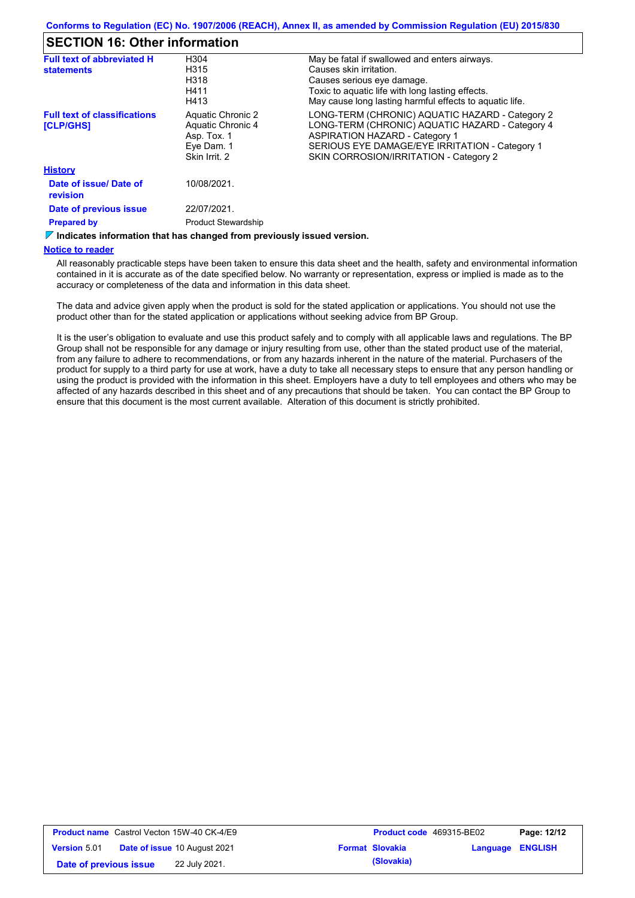Conforms to Regulation (EC) No. 1907/2006 (REACH), Annex II, as amended by Commission Regulation (EU) 2015/830

## SECTION 16: Other information

| | | |
|---|---|---|
| **Full text of abbreviated H statements** | H304 | May be fatal if swallowed and enters airways. |
| | H315 | Causes skin irritation. |
| | H318 | Causes serious eye damage. |
| | H411 | Toxic to aquatic life with long lasting effects. |
| | H413 | May cause long lasting harmful effects to aquatic life. |
| **Full text of classifications [CLP/GHS]** | Aquatic Chronic 2 | LONG-TERM (CHRONIC) AQUATIC HAZARD - Category 2 |
| | Aquatic Chronic 4 | LONG-TERM (CHRONIC) AQUATIC HAZARD - Category 4 |
| | Asp. Tox. 1 | ASPIRATION HAZARD - Category 1 |
| | Eye Dam. 1 | SERIOUS EYE DAMAGE/EYE IRRITATION - Category 1 |
| | Skin Irrit. 2 | SKIN CORROSION/IRRITATION - Category 2 |

**History**

| | |
|---|---|
| **Date of issue/ Date of revision** | 10/08/2021. |
| **Date of previous issue** | 22/07/2021. |
| **Prepared by** | Product Stewardship |

**Indicates information that has changed from previously issued version.**

**Notice to reader**

All reasonably practicable steps have been taken to ensure this data sheet and the health, safety and environmental information contained in it is accurate as of the date specified below. No warranty or representation, express or implied is made as to the accuracy or completeness of the data and information in this data sheet.

The data and advice given apply when the product is sold for the stated application or applications. You should not use the product other than for the stated application or applications without seeking advice from BP Group.

It is the user's obligation to evaluate and use this product safely and to comply with all applicable laws and regulations. The BP Group shall not be responsible for any damage or injury resulting from use, other than the stated product use of the material, from any failure to adhere to recommendations, or from any hazards inherent in the nature of the material. Purchasers of the product for supply to a third party for use at work, have a duty to take all necessary steps to ensure that any person handling or using the product is provided with the information in this sheet. Employers have a duty to tell employees and others who may be affected of any hazards described in this sheet and of any precautions that should be taken. You can contact the BP Group to ensure that this document is the most current available. Alteration of this document is strictly prohibited.

| | | | |
|---|---|---|---|
| **Product name** Castrol Vecton 15W-40 CK-4/E9 | **Product code** 469315-BE02 | | |
| **Version** 5.01 **Date of issue** 10 August 2021 | **Format Slovakia (Slovakia)** | **Language ENGLISH** | |
| **Date of previous issue** 22 July 2021. | | | |